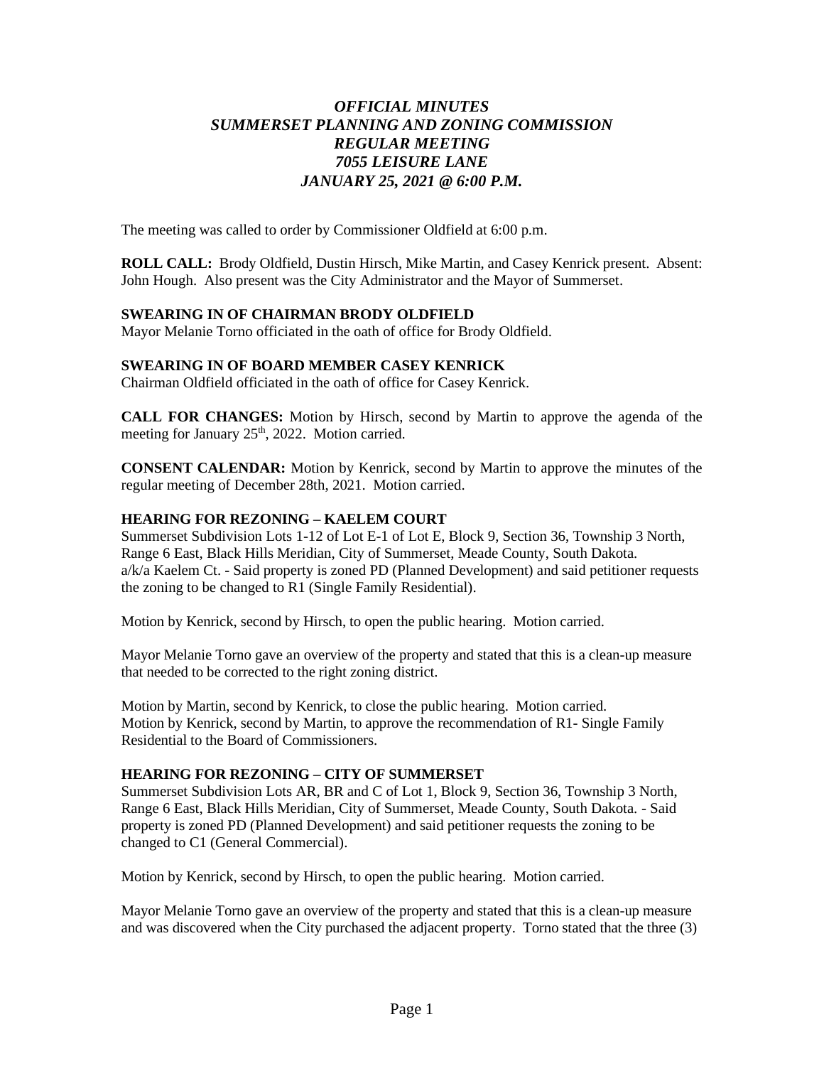# *OFFICIAL MINUTES*
# *SUMMERSET PLANNING AND ZONING COMMISSION*
# *REGULAR MEETING*
# *7055 LEISURE LANE*
# *JANUARY 25, 2021 @ 6:00 P.M.*

The meeting was called to order by Commissioner Oldfield at 6:00 p.m.

**ROLL CALL:** Brody Oldfield, Dustin Hirsch, Mike Martin, and Casey Kenrick present. Absent: John Hough. Also present was the City Administrator and the Mayor of Summerset.

**SWEARING IN OF CHAIRMAN BRODY OLDFIELD**
Mayor Melanie Torno officiated in the oath of office for Brody Oldfield.

**SWEARING IN OF BOARD MEMBER CASEY KENRICK**
Chairman Oldfield officiated in the oath of office for Casey Kenrick.

**CALL FOR CHANGES:** Motion by Hirsch, second by Martin to approve the agenda of the meeting for January 25th, 2022. Motion carried.

**CONSENT CALENDAR:** Motion by Kenrick, second by Martin to approve the minutes of the regular meeting of December 28th, 2021. Motion carried.

**HEARING FOR REZONING – KAELEM COURT**
Summerset Subdivision Lots 1-12 of Lot E-1 of Lot E, Block 9, Section 36, Township 3 North, Range 6 East, Black Hills Meridian, City of Summerset, Meade County, South Dakota. a/k/a Kaelem Ct. - Said property is zoned PD (Planned Development) and said petitioner requests the zoning to be changed to R1 (Single Family Residential).

Motion by Kenrick, second by Hirsch, to open the public hearing. Motion carried.

Mayor Melanie Torno gave an overview of the property and stated that this is a clean-up measure that needed to be corrected to the right zoning district.

Motion by Martin, second by Kenrick, to close the public hearing. Motion carried.
Motion by Kenrick, second by Martin, to approve the recommendation of R1- Single Family Residential to the Board of Commissioners.

**HEARING FOR REZONING – CITY OF SUMMERSET**
Summerset Subdivision Lots AR, BR and C of Lot 1, Block 9, Section 36, Township 3 North, Range 6 East, Black Hills Meridian, City of Summerset, Meade County, South Dakota. - Said property is zoned PD (Planned Development) and said petitioner requests the zoning to be changed to C1 (General Commercial).

Motion by Kenrick, second by Hirsch, to open the public hearing. Motion carried.

Mayor Melanie Torno gave an overview of the property and stated that this is a clean-up measure and was discovered when the City purchased the adjacent property. Torno stated that the three (3)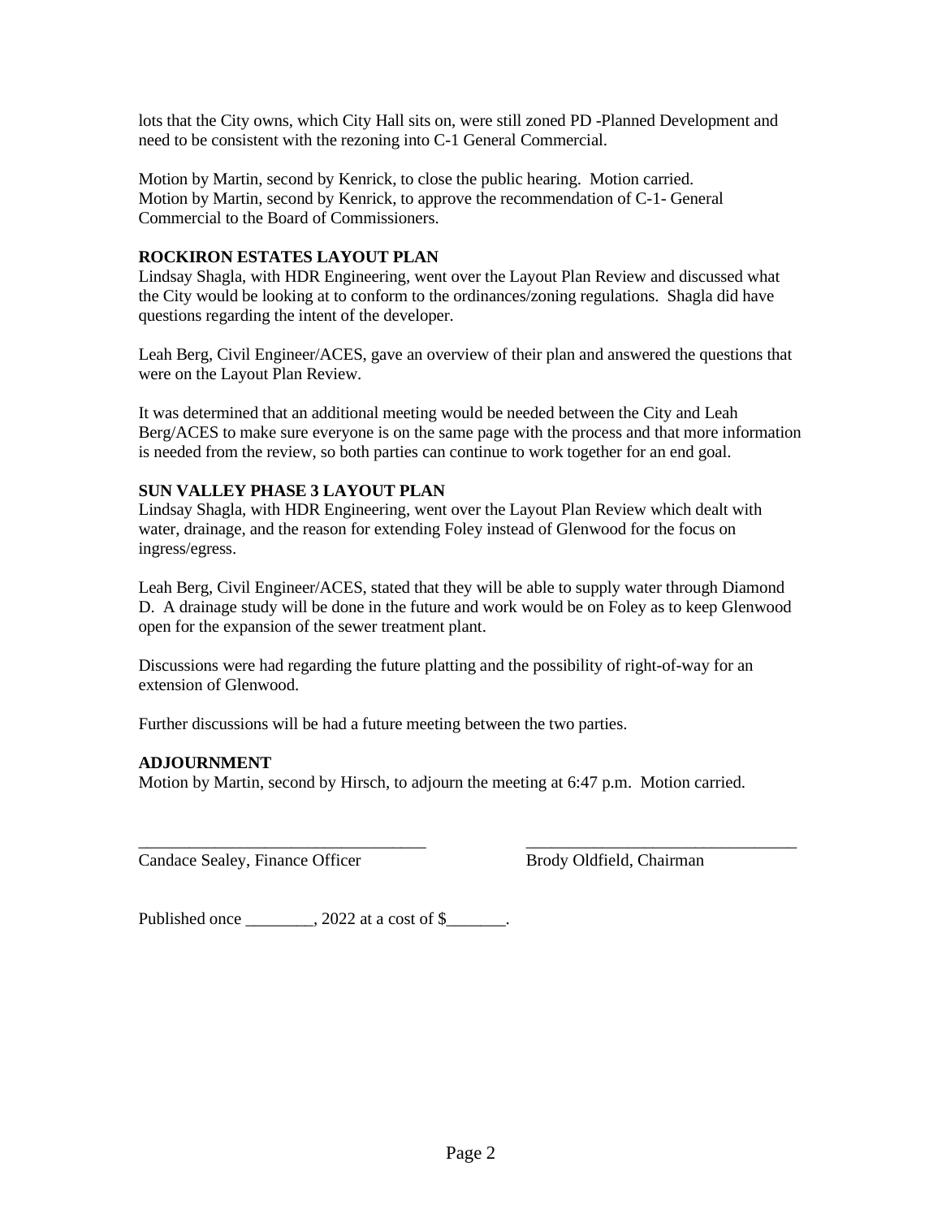lots that the City owns, which City Hall sits on, were still zoned PD -Planned Development and need to be consistent with the rezoning into C-1 General Commercial.

Motion by Martin, second by Kenrick, to close the public hearing. Motion carried.
Motion by Martin, second by Kenrick, to approve the recommendation of C-1- General Commercial to the Board of Commissioners.

**ROCKIRON ESTATES LAYOUT PLAN**
Lindsay Shagla, with HDR Engineering, went over the Layout Plan Review and discussed what the City would be looking at to conform to the ordinances/zoning regulations. Shagla did have questions regarding the intent of the developer.

Leah Berg, Civil Engineer/ACES, gave an overview of their plan and answered the questions that were on the Layout Plan Review.

It was determined that an additional meeting would be needed between the City and Leah Berg/ACES to make sure everyone is on the same page with the process and that more information is needed from the review, so both parties can continue to work together for an end goal.

**SUN VALLEY PHASE 3 LAYOUT PLAN**
Lindsay Shagla, with HDR Engineering, went over the Layout Plan Review which dealt with water, drainage, and the reason for extending Foley instead of Glenwood for the focus on ingress/egress.

Leah Berg, Civil Engineer/ACES, stated that they will be able to supply water through Diamond D. A drainage study will be done in the future and work would be on Foley as to keep Glenwood open for the expansion of the sewer treatment plant.

Discussions were had regarding the future platting and the possibility of right-of-way for an extension of Glenwood.

Further discussions will be had a future meeting between the two parties.

**ADJOURNMENT**
Motion by Martin, second by Hirsch, to adjourn the meeting at 6:47 p.m. Motion carried.

___________________________________ ___________________________________
Candace Sealey, Finance Officer Brody Oldfield, Chairman

Published once ________, 2022 at a cost of $_______.